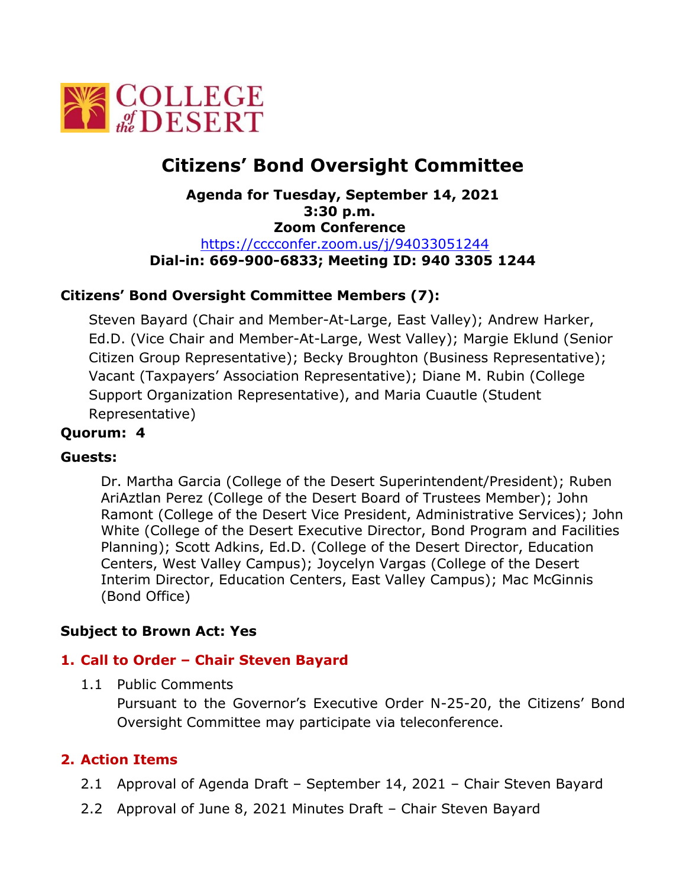# Citizens' Bond Oversight Committee

**Agenda for Tuesday, September 14, 2021**
**3:30 p.m.**
**Zoom Conference**
https://cccconfer.zoom.us/j/94033051244
**Dial-in: 669-900-6833; Meeting ID: 940 3305 1244**

**Citizens' Bond Oversight Committee Members (7):**

Steven Bayard (Chair and Member-At-Large, East Valley); Andrew Harker, Ed.D. (Vice Chair and Member-At-Large, West Valley); Margie Eklund (Senior Citizen Group Representative); Becky Broughton (Business Representative); Vacant (Taxpayers' Association Representative); Diane M. Rubin (College Support Organization Representative), and Maria Cuautle (Student Representative)

**Quorum: 4**

**Guests:**

Dr. Martha Garcia (College of the Desert Superintendent/President); Ruben AriAztlan Perez (College of the Desert Board of Trustees Member); John Ramont (College of the Desert Vice President, Administrative Services); John White (College of the Desert Executive Director, Bond Program and Facilities Planning); Scott Adkins, Ed.D. (College of the Desert Director, Education Centers, West Valley Campus); Joycelyn Vargas (College of the Desert Interim Director, Education Centers, East Valley Campus); Mac McGinnis (Bond Office)

**Subject to Brown Act: Yes**

## 1. Call to Order – Chair Steven Bayard

1.1 Public Comments
Pursuant to the Governor's Executive Order N-25-20, the Citizens' Bond Oversight Committee may participate via teleconference.

## 2. Action Items

2.1 Approval of Agenda Draft – September 14, 2021 – Chair Steven Bayard

2.2 Approval of June 8, 2021 Minutes Draft – Chair Steven Bayard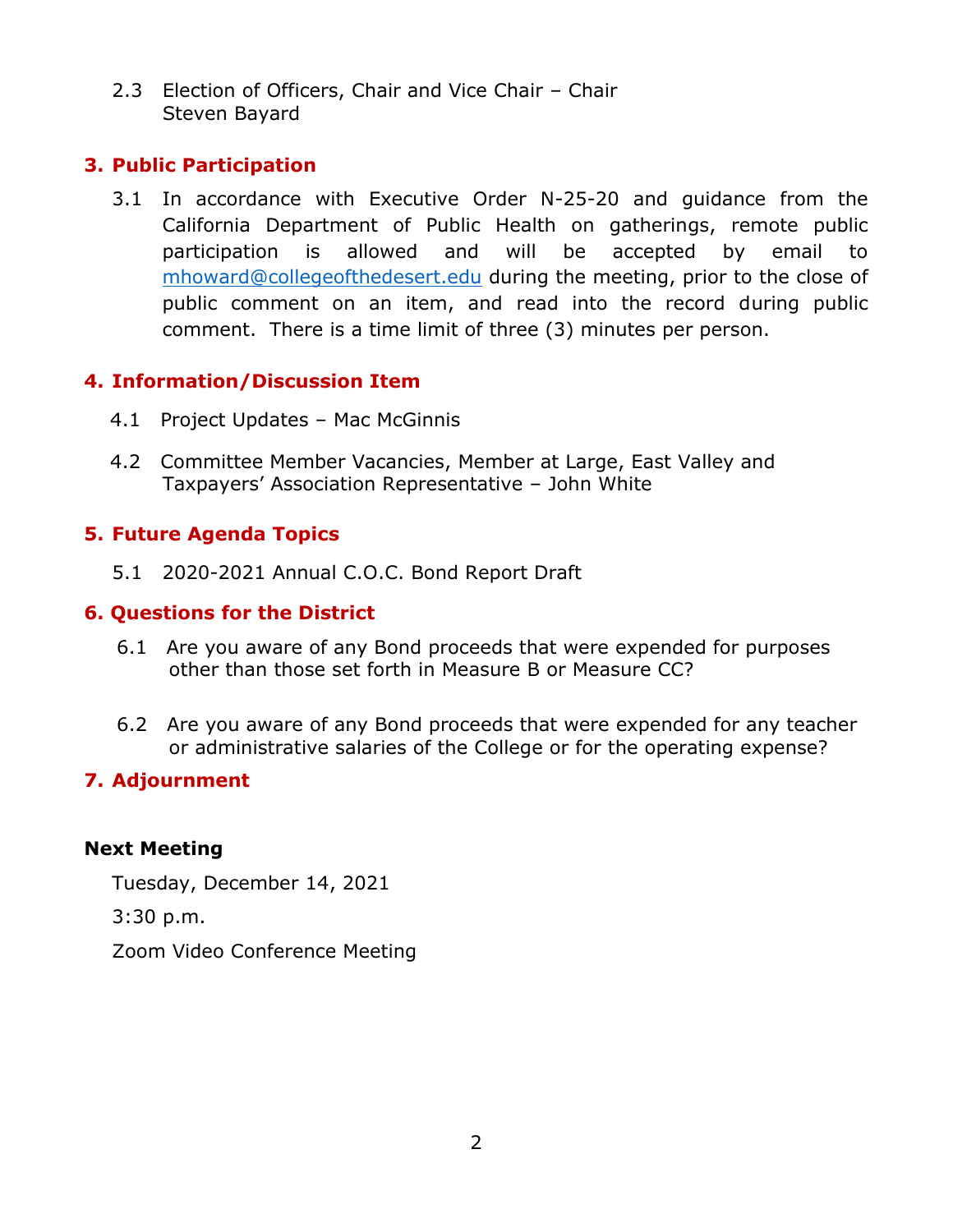2.3 Election of Officers, Chair and Vice Chair – Chair Steven Bayard

## 3. Public Participation

3.1 In accordance with Executive Order N-25-20 and guidance from the California Department of Public Health on gatherings, remote public participation is allowed and will be accepted by email to mhoward@collegeofthedesert.edu during the meeting, prior to the close of public comment on an item, and read into the record during public comment. There is a time limit of three (3) minutes per person.

## 4. Information/Discussion Item

4.1 Project Updates – Mac McGinnis

4.2 Committee Member Vacancies, Member at Large, East Valley and Taxpayers' Association Representative – John White

## 5. Future Agenda Topics

5.1 2020-2021 Annual C.O.C. Bond Report Draft

## 6. Questions for the District

6.1 Are you aware of any Bond proceeds that were expended for purposes other than those set forth in Measure B or Measure CC?

6.2 Are you aware of any Bond proceeds that were expended for any teacher or administrative salaries of the College or for the operating expense?

## 7. Adjournment

**Next Meeting**

Tuesday, December 14, 2021

3:30 p.m.

Zoom Video Conference Meeting